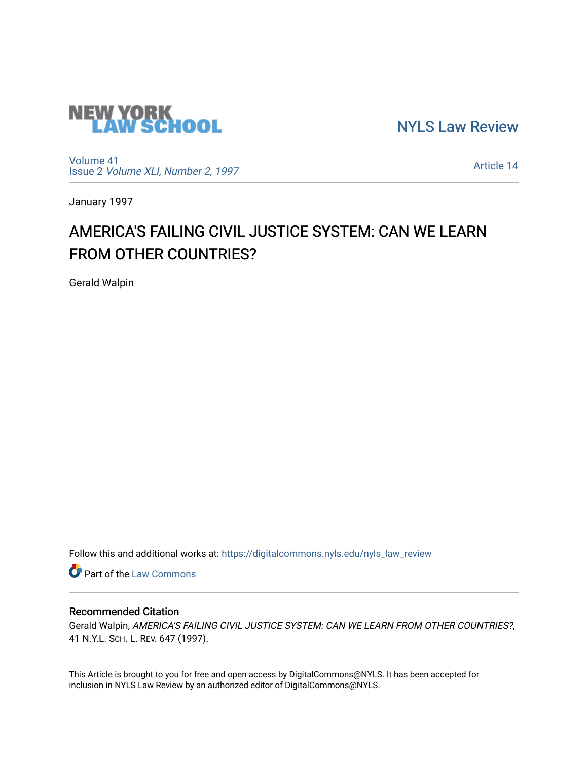NEW YORK LAW SCHOOL

NYLS Law Review

Volume 41
Issue 2 *Volume XLI, Number 2, 1997*

Article 14

January 1997

# AMERICA'S FAILING CIVIL JUSTICE SYSTEM: CAN WE LEARN FROM OTHER COUNTRIES?

Gerald Walpin

Follow this and additional works at: https://digitalcommons.nyls.edu/nyls_law_review

Part of the Law Commons

## Recommended Citation

Gerald Walpin, *AMERICA'S FAILING CIVIL JUSTICE SYSTEM: CAN WE LEARN FROM OTHER COUNTRIES?*, 41 N.Y.L. SCH. L. REV. 647 (1997).

This Article is brought to you for free and open access by DigitalCommons@NYLS. It has been accepted for inclusion in NYLS Law Review by an authorized editor of DigitalCommons@NYLS.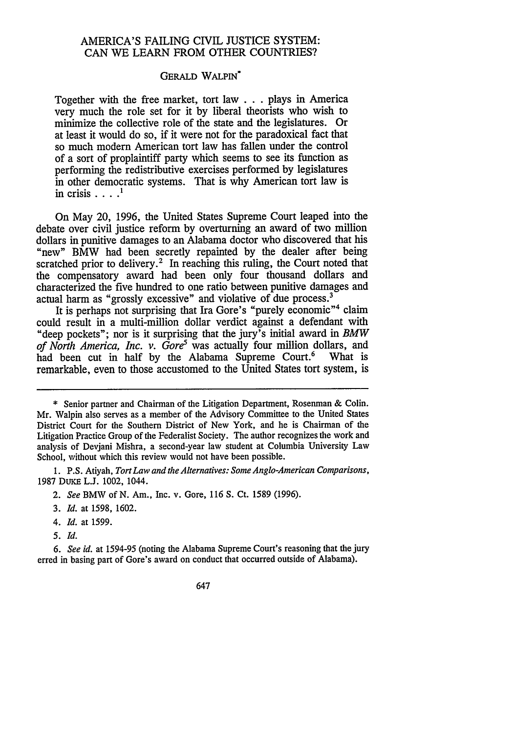# AMERICA'S FAILING CIVIL JUSTICE SYSTEM: CAN WE LEARN FROM OTHER COUNTRIES?

GERALD WALPIN*

> Together with the free market, tort law . . . plays in America very much the role set for it by liberal theorists who wish to minimize the collective role of the state and the legislatures. Or at least it would do so, if it were not for the paradoxical fact that so much modern American tort law has fallen under the control of a sort of proplaintiff party which seems to see its function as performing the redistributive exercises performed by legislatures in other democratic systems. That is why American tort law is in crisis . . . .[1]

On May 20, 1996, the United States Supreme Court leaped into the debate over civil justice reform by overturning an award of two million dollars in punitive damages to an Alabama doctor who discovered that his "new" BMW had been secretly repainted by the dealer after being scratched prior to delivery.[2] In reaching this ruling, the Court noted that the compensatory award had been only four thousand dollars and characterized the five hundred to one ratio between punitive damages and actual harm as "grossly excessive" and violative of due process.[3]

It is perhaps not surprising that Ira Gore's "purely economic"[4] claim could result in a multi-million dollar verdict against a defendant with "deep pockets"; nor is it surprising that the jury's initial award in *BMW of North America, Inc. v. Gore*[5] was actually four million dollars, and had been cut in half by the Alabama Supreme Court.[6] What is remarkable, even to those accustomed to the United States tort system, is

---

\* Senior partner and Chairman of the Litigation Department, Rosenman & Colin. Mr. Walpin also serves as a member of the Advisory Committee to the United States District Court for the Southern District of New York, and he is Chairman of the Litigation Practice Group of the Federalist Society. The author recognizes the work and analysis of Devjani Mishra, a second-year law student at Columbia University Law School, without which this review would not have been possible.

1. P.S. Atiyah, *Tort Law and the Alternatives: Some Anglo-American Comparisons*, 1987 DUKE L.J. 1002, 1044.

2. *See* BMW of N. Am., Inc. v. Gore, 116 S. Ct. 1589 (1996).

3. *Id.* at 1598, 1602.

4. *Id.* at 1599.

5. *Id.*

6. *See id.* at 1594-95 (noting the Alabama Supreme Court's reasoning that the jury erred in basing part of Gore's award on conduct that occurred outside of Alabama).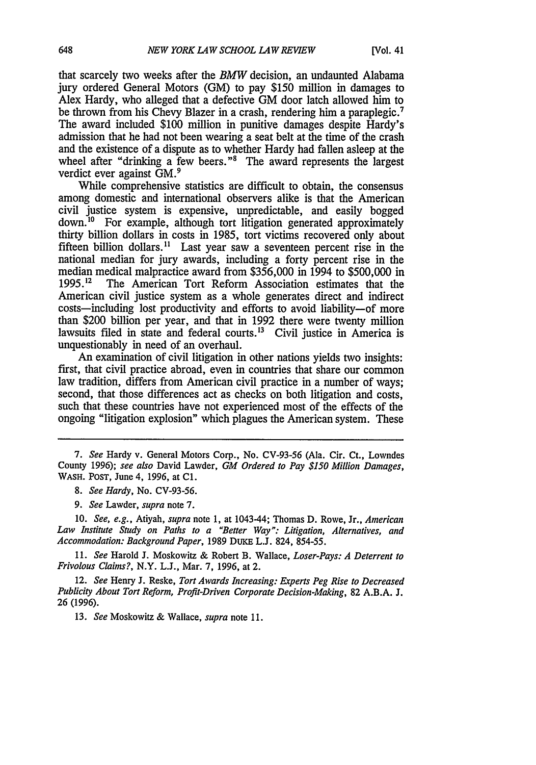that scarcely two weeks after the *BMW* decision, an undaunted Alabama jury ordered General Motors (GM) to pay $150 million in damages to Alex Hardy, who alleged that a defective GM door latch allowed him to be thrown from his Chevy Blazer in a crash, rendering him a paraplegic.[7] The award included $100 million in punitive damages despite Hardy's admission that he had not been wearing a seat belt at the time of the crash and the existence of a dispute as to whether Hardy had fallen asleep at the wheel after "drinking a few beers."[8] The award represents the largest verdict ever against GM.[9]

While comprehensive statistics are difficult to obtain, the consensus among domestic and international observers alike is that the American civil justice system is expensive, unpredictable, and easily bogged down.[10] For example, although tort litigation generated approximately thirty billion dollars in costs in 1985, tort victims recovered only about fifteen billion dollars.[11] Last year saw a seventeen percent rise in the national median for jury awards, including a forty percent rise in the median medical malpractice award from $356,000 in 1994 to $500,000 in 1995.[12] The American Tort Reform Association estimates that the American civil justice system as a whole generates direct and indirect costs—including lost productivity and efforts to avoid liability—of more than $200 billion per year, and that in 1992 there were twenty million lawsuits filed in state and federal courts.[13] Civil justice in America is unquestionably in need of an overhaul.

An examination of civil litigation in other nations yields two insights: first, that civil practice abroad, even in countries that share our common law tradition, differs from American civil practice in a number of ways; second, that those differences act as checks on both litigation and costs, such that these countries have not experienced most of the effects of the ongoing "litigation explosion" which plagues the American system. These

---

7. *See* Hardy v. General Motors Corp., No. CV-93-56 (Ala. Cir. Ct., Lowndes County 1996); *see also* David Lawder, *GM Ordered to Pay $150 Million Damages*, WASH. POST, June 4, 1996, at C1.

8. *See Hardy*, No. CV-93-56.

9. *See* Lawder, *supra* note 7.

10. *See, e.g.*, Atiyah, *supra* note 1, at 1043-44; Thomas D. Rowe, Jr., *American Law Institute Study on Paths to a "Better Way": Litigation, Alternatives, and Accommodation: Background Paper*, 1989 DUKE L.J. 824, 854-55.

11. *See* Harold J. Moskowitz & Robert B. Wallace, *Loser-Pays: A Deterrent to Frivolous Claims?*, N.Y. L.J., Mar. 7, 1996, at 2.

12. *See* Henry J. Reske, *Tort Awards Increasing: Experts Peg Rise to Decreased Publicity About Tort Reform, Profit-Driven Corporate Decision-Making*, 82 A.B.A. J. 26 (1996).

13. *See* Moskowitz & Wallace, *supra* note 11.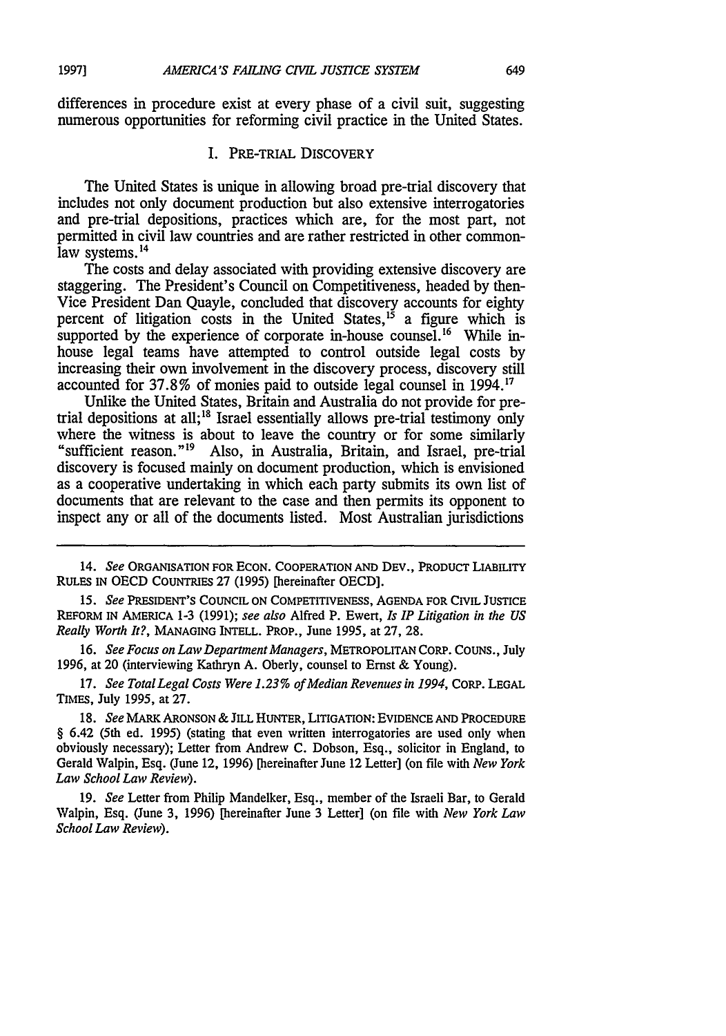differences in procedure exist at every phase of a civil suit, suggesting numerous opportunities for reforming civil practice in the United States.

## I. PRE-TRIAL DISCOVERY

The United States is unique in allowing broad pre-trial discovery that includes not only document production but also extensive interrogatories and pre-trial depositions, practices which are, for the most part, not permitted in civil law countries and are rather restricted in other common-law systems.[14]

The costs and delay associated with providing extensive discovery are staggering. The President's Council on Competitiveness, headed by then-Vice President Dan Quayle, concluded that discovery accounts for eighty percent of litigation costs in the United States,[15] a figure which is supported by the experience of corporate in-house counsel.[16] While in-house legal teams have attempted to control outside legal costs by increasing their own involvement in the discovery process, discovery still accounted for 37.8% of monies paid to outside legal counsel in 1994.[17]

Unlike the United States, Britain and Australia do not provide for pre-trial depositions at all;[18] Israel essentially allows pre-trial testimony only where the witness is about to leave the country or for some similarly "sufficient reason."[19] Also, in Australia, Britain, and Israel, pre-trial discovery is focused mainly on document production, which is envisioned as a cooperative undertaking in which each party submits its own list of documents that are relevant to the case and then permits its opponent to inspect any or all of the documents listed. Most Australian jurisdictions

---

14. *See* ORGANISATION FOR ECON. COOPERATION AND DEV., PRODUCT LIABILITY RULES IN OECD COUNTRIES 27 (1995) [hereinafter OECD].

15. *See* PRESIDENT'S COUNCIL ON COMPETITIVENESS, AGENDA FOR CIVIL JUSTICE REFORM IN AMERICA 1-3 (1991); *see also* Alfred P. Ewert, *Is IP Litigation in the US Really Worth It?*, MANAGING INTELL. PROP., June 1995, at 27, 28.

16. *See Focus on Law Department Managers*, METROPOLITAN CORP. COUNS., July 1996, at 20 (interviewing Kathryn A. Oberly, counsel to Ernst & Young).

17. *See Total Legal Costs Were 1.23% of Median Revenues in 1994*, CORP. LEGAL TIMES, July 1995, at 27.

18. *See* MARK ARONSON & JILL HUNTER, LITIGATION: EVIDENCE AND PROCEDURE § 6.42 (5th ed. 1995) (stating that even written interrogatories are used only when obviously necessary); Letter from Andrew C. Dobson, Esq., solicitor in England, to Gerald Walpin, Esq. (June 12, 1996) [hereinafter June 12 Letter] (on file with *New York Law School Law Review*).

19. *See* Letter from Philip Mandelker, Esq., member of the Israeli Bar, to Gerald Walpin, Esq. (June 3, 1996) [hereinafter June 3 Letter] (on file with *New York Law School Law Review*).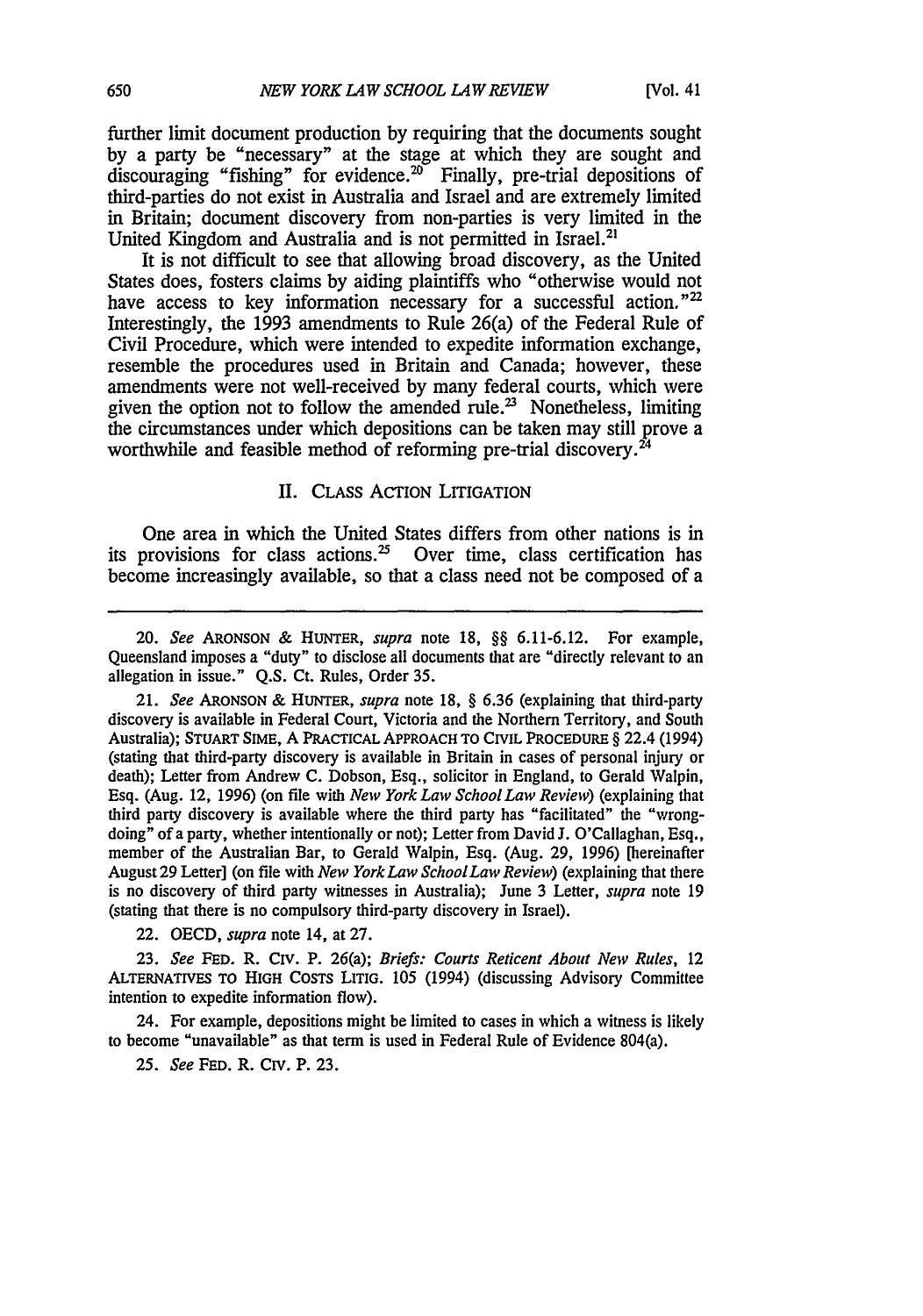further limit document production by requiring that the documents sought by a party be "necessary" at the stage at which they are sought and discouraging "fishing" for evidence.[20] Finally, pre-trial depositions of third-parties do not exist in Australia and Israel and are extremely limited in Britain; document discovery from non-parties is very limited in the United Kingdom and Australia and is not permitted in Israel.[21]

It is not difficult to see that allowing broad discovery, as the United States does, fosters claims by aiding plaintiffs who "otherwise would not have access to key information necessary for a successful action."[22] Interestingly, the 1993 amendments to Rule 26(a) of the Federal Rule of Civil Procedure, which were intended to expedite information exchange, resemble the procedures used in Britain and Canada; however, these amendments were not well-received by many federal courts, which were given the option not to follow the amended rule.[23] Nonetheless, limiting the circumstances under which depositions can be taken may still prove a worthwhile and feasible method of reforming pre-trial discovery.[24]

## II. CLASS ACTION LITIGATION

One area in which the United States differs from other nations is in its provisions for class actions.[25] Over time, class certification has become increasingly available, so that a class need not be composed of a

---

20. *See* ARONSON & HUNTER, *supra* note 18, §§ 6.11-6.12. For example, Queensland imposes a "duty" to disclose all documents that are "directly relevant to an allegation in issue." Q.S. Ct. Rules, Order 35.

21. *See* ARONSON & HUNTER, *supra* note 18, § 6.36 (explaining that third-party discovery is available in Federal Court, Victoria and the Northern Territory, and South Australia); STUART SIME, A PRACTICAL APPROACH TO CIVIL PROCEDURE § 22.4 (1994) (stating that third-party discovery is available in Britain in cases of personal injury or death); Letter from Andrew C. Dobson, Esq., solicitor in England, to Gerald Walpin, Esq. (Aug. 12, 1996) (on file with *New York Law School Law Review*) (explaining that third party discovery is available where the third party has "facilitated" the "wrongdoing" of a party, whether intentionally or not); Letter from David J. O'Callaghan, Esq., member of the Australian Bar, to Gerald Walpin, Esq. (Aug. 29, 1996) [hereinafter August 29 Letter] (on file with *New York Law School Law Review*) (explaining that there is no discovery of third party witnesses in Australia); June 3 Letter, *supra* note 19 (stating that there is no compulsory third-party discovery in Israel).

22. OECD, *supra* note 14, at 27.

23. *See* FED. R. CIV. P. 26(a); *Briefs: Courts Reticent About New Rules*, 12 ALTERNATIVES TO HIGH COSTS LITIG. 105 (1994) (discussing Advisory Committee intention to expedite information flow).

24. For example, depositions might be limited to cases in which a witness is likely to become "unavailable" as that term is used in Federal Rule of Evidence 804(a).

25. *See* FED. R. CIV. P. 23.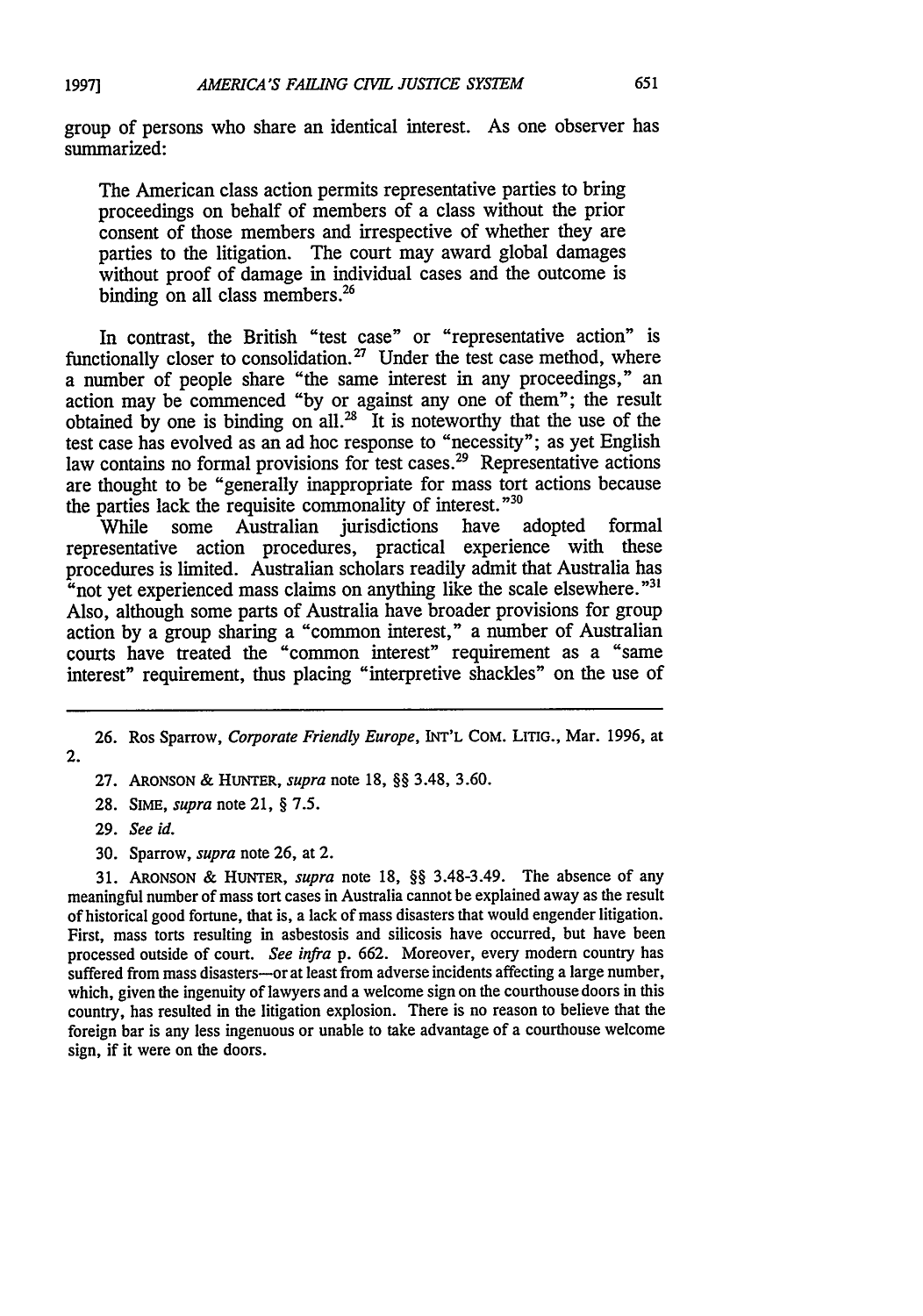group of persons who share an identical interest. As one observer has summarized:

> The American class action permits representative parties to bring proceedings on behalf of members of a class without the prior consent of those members and irrespective of whether they are parties to the litigation. The court may award global damages without proof of damage in individual cases and the outcome is binding on all class members.[26]

In contrast, the British "test case" or "representative action" is functionally closer to consolidation.[27] Under the test case method, where a number of people share "the same interest in any proceedings," an action may be commenced "by or against any one of them"; the result obtained by one is binding on all.[28] It is noteworthy that the use of the test case has evolved as an ad hoc response to "necessity"; as yet English law contains no formal provisions for test cases.[29] Representative actions are thought to be "generally inappropriate for mass tort actions because the parties lack the requisite commonality of interest."[30]

While some Australian jurisdictions have adopted formal representative action procedures, practical experience with these procedures is limited. Australian scholars readily admit that Australia has "not yet experienced mass claims on anything like the scale elsewhere."[31] Also, although some parts of Australia have broader provisions for group action by a group sharing a "common interest," a number of Australian courts have treated the "common interest" requirement as a "same interest" requirement, thus placing "interpretive shackles" on the use of

---

26. Ros Sparrow, *Corporate Friendly Europe*, INT'L COM. LITIG., Mar. 1996, at 2.

27. ARONSON & HUNTER, *supra* note 18, §§ 3.48, 3.60.

28. SIME, *supra* note 21, § 7.5.

29. *See id.*

30. Sparrow, *supra* note 26, at 2.

31. ARONSON & HUNTER, *supra* note 18, §§ 3.48-3.49. The absence of any meaningful number of mass tort cases in Australia cannot be explained away as the result of historical good fortune, that is, a lack of mass disasters that would engender litigation. First, mass torts resulting in asbestosis and silicosis have occurred, but have been processed outside of court. *See infra* p. 662. Moreover, every modern country has suffered from mass disasters—or at least from adverse incidents affecting a large number, which, given the ingenuity of lawyers and a welcome sign on the courthouse doors in this country, has resulted in the litigation explosion. There is no reason to believe that the foreign bar is any less ingenuous or unable to take advantage of a courthouse welcome sign, if it were on the doors.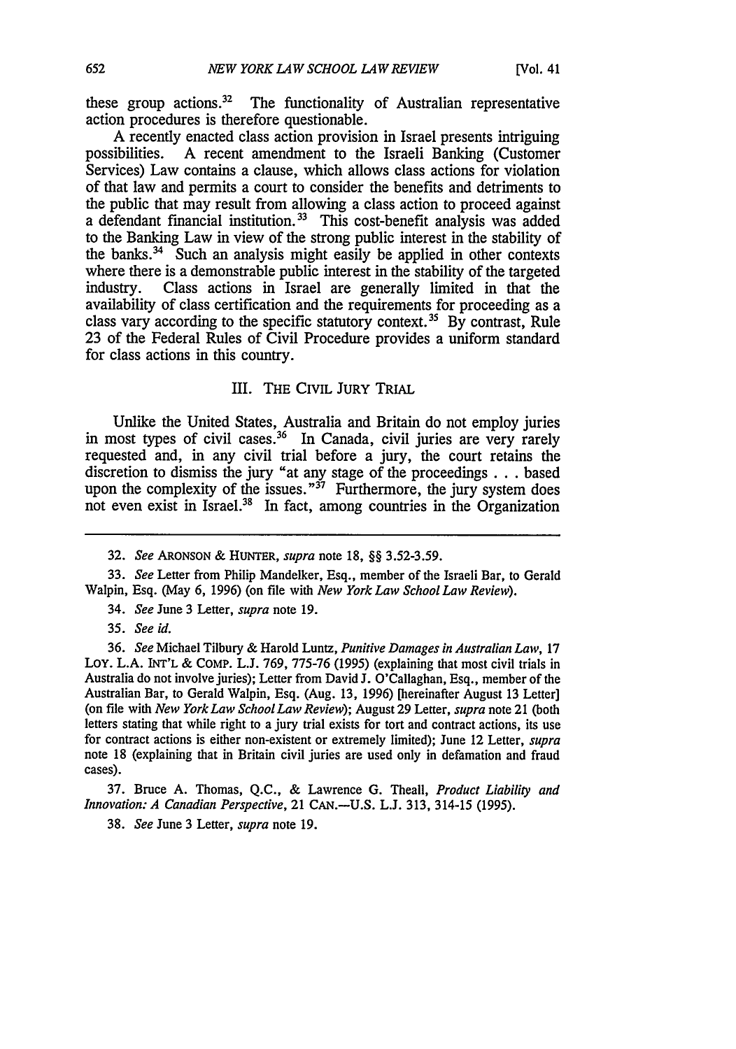these group actions.[32] The functionality of Australian representative action procedures is therefore questionable.

A recently enacted class action provision in Israel presents intriguing possibilities. A recent amendment to the Israeli Banking (Customer Services) Law contains a clause, which allows class actions for violation of that law and permits a court to consider the benefits and detriments to the public that may result from allowing a class action to proceed against a defendant financial institution.[33] This cost-benefit analysis was added to the Banking Law in view of the strong public interest in the stability of the banks.[34] Such an analysis might easily be applied in other contexts where there is a demonstrable public interest in the stability of the targeted industry. Class actions in Israel are generally limited in that the availability of class certification and the requirements for proceeding as a class vary according to the specific statutory context.[35] By contrast, Rule 23 of the Federal Rules of Civil Procedure provides a uniform standard for class actions in this country.

## III. THE CIVIL JURY TRIAL

Unlike the United States, Australia and Britain do not employ juries in most types of civil cases.[36] In Canada, civil juries are very rarely requested and, in any civil trial before a jury, the court retains the discretion to dismiss the jury "at any stage of the proceedings . . . based upon the complexity of the issues."[37] Furthermore, the jury system does not even exist in Israel.[38] In fact, among countries in the Organization

---

32. *See* ARONSON & HUNTER, *supra* note 18, §§ 3.52-3.59.

33. *See* Letter from Philip Mandelker, Esq., member of the Israeli Bar, to Gerald Walpin, Esq. (May 6, 1996) (on file with *New York Law School Law Review*).

34. *See* June 3 Letter, *supra* note 19.

35. *See id.*

36. *See* Michael Tilbury & Harold Luntz, *Punitive Damages in Australian Law*, 17 LOY. L.A. INT'L & COMP. L.J. 769, 775-76 (1995) (explaining that most civil trials in Australia do not involve juries); Letter from David J. O'Callaghan, Esq., member of the Australian Bar, to Gerald Walpin, Esq. (Aug. 13, 1996) [hereinafter August 13 Letter] (on file with *New York Law School Law Review*); August 29 Letter, *supra* note 21 (both letters stating that while right to a jury trial exists for tort and contract actions, its use for contract actions is either non-existent or extremely limited); June 12 Letter, *supra* note 18 (explaining that in Britain civil juries are used only in defamation and fraud cases).

37. Bruce A. Thomas, Q.C., & Lawrence G. Theall, *Product Liability and Innovation: A Canadian Perspective*, 21 CAN.—U.S. L.J. 313, 314-15 (1995).

38. *See* June 3 Letter, *supra* note 19.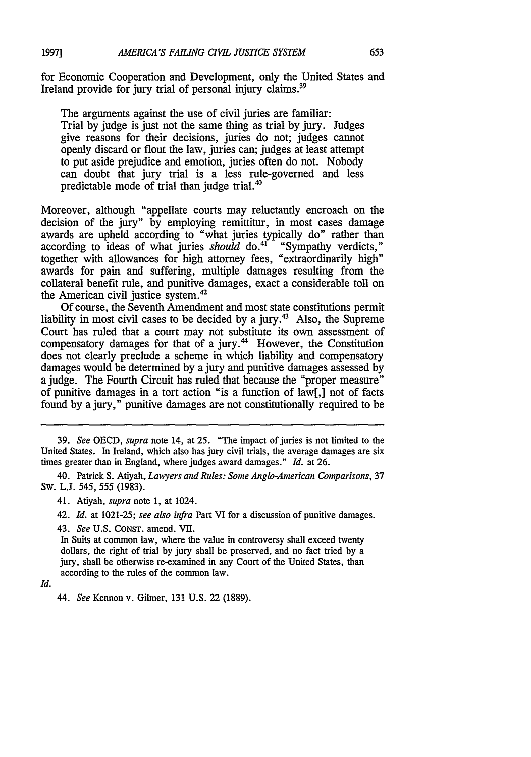for Economic Cooperation and Development, only the United States and Ireland provide for jury trial of personal injury claims.[39]

> The arguments against the use of civil juries are familiar:
> Trial by judge is just not the same thing as trial by jury. Judges give reasons for their decisions, juries do not; judges cannot openly discard or flout the law, juries can; judges at least attempt to put aside prejudice and emotion, juries often do not. Nobody can doubt that jury trial is a less rule-governed and less predictable mode of trial than judge trial.[40]

Moreover, although "appellate courts may reluctantly encroach on the decision of the jury" by employing remittitur, in most cases damage awards are upheld according to "what juries typically do" rather than according to ideas of what juries *should* do.[41] "Sympathy verdicts," together with allowances for high attorney fees, "extraordinarily high" awards for pain and suffering, multiple damages resulting from the collateral benefit rule, and punitive damages, exact a considerable toll on the American civil justice system.[42]

Of course, the Seventh Amendment and most state constitutions permit liability in most civil cases to be decided by a jury.[43] Also, the Supreme Court has ruled that a court may not substitute its own assessment of compensatory damages for that of a jury.[44] However, the Constitution does not clearly preclude a scheme in which liability and compensatory damages would be determined by a jury and punitive damages assessed by a judge. The Fourth Circuit has ruled that because the "proper measure" of punitive damages in a tort action "is a function of law[,] not of facts found by a jury," punitive damages are not constitutionally required to be

---

39. *See* OECD, *supra* note 14, at 25. "The impact of juries is not limited to the United States. In Ireland, which also has jury civil trials, the average damages are six times greater than in England, where judges award damages." *Id.* at 26.

40. Patrick S. Atiyah, *Lawyers and Rules: Some Anglo-American Comparisons*, 37 Sw. L.J. 545, 555 (1983).

41. Atiyah, *supra* note 1, at 1024.

42. *Id.* at 1021-25; *see also infra* Part VI for a discussion of punitive damages.

43. *See* U.S. CONST. amend. VII.

> In Suits at common law, where the value in controversy shall exceed twenty dollars, the right of trial by jury shall be preserved, and no fact tried by a jury, shall be otherwise re-examined in any Court of the United States, than according to the rules of the common law.

*Id.*

44. *See* Kennon v. Gilmer, 131 U.S. 22 (1889).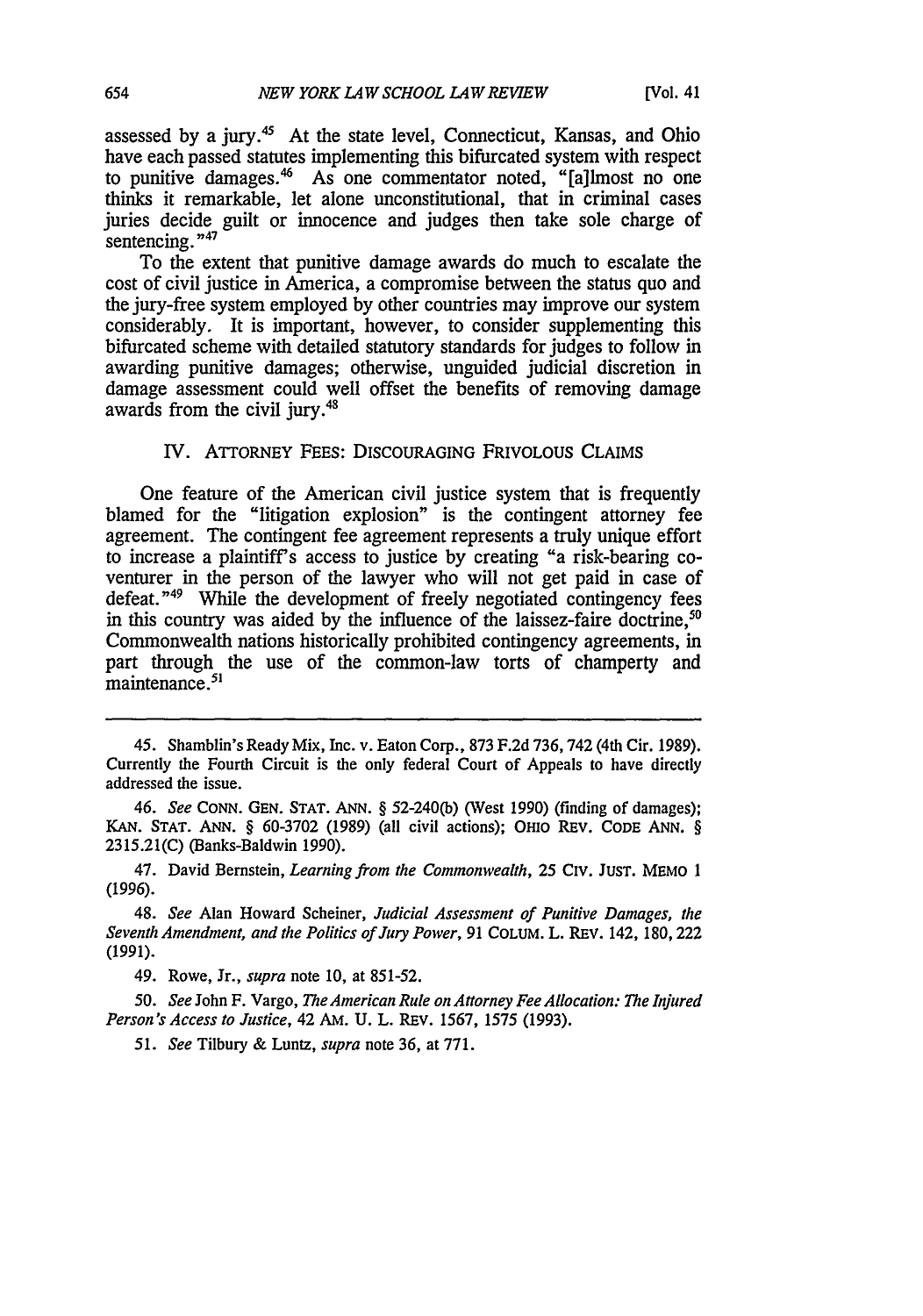assessed by a jury.[45] At the state level, Connecticut, Kansas, and Ohio have each passed statutes implementing this bifurcated system with respect to punitive damages.[46] As one commentator noted, "[a]lmost no one thinks it remarkable, let alone unconstitutional, that in criminal cases juries decide guilt or innocence and judges then take sole charge of sentencing."[47]

To the extent that punitive damage awards do much to escalate the cost of civil justice in America, a compromise between the status quo and the jury-free system employed by other countries may improve our system considerably. It is important, however, to consider supplementing this bifurcated scheme with detailed statutory standards for judges to follow in awarding punitive damages; otherwise, unguided judicial discretion in damage assessment could well offset the benefits of removing damage awards from the civil jury.[48]

## IV. ATTORNEY FEES: DISCOURAGING FRIVOLOUS CLAIMS

One feature of the American civil justice system that is frequently blamed for the "litigation explosion" is the contingent attorney fee agreement. The contingent fee agreement represents a truly unique effort to increase a plaintiff's access to justice by creating "a risk-bearing co-venturer in the person of the lawyer who will not get paid in case of defeat."[49] While the development of freely negotiated contingency fees in this country was aided by the influence of the laissez-faire doctrine,[50] Commonwealth nations historically prohibited contingency agreements, in part through the use of the common-law torts of champerty and maintenance.[51]

---

45. Shamblin's Ready Mix, Inc. v. Eaton Corp., 873 F.2d 736, 742 (4th Cir. 1989). Currently the Fourth Circuit is the only federal Court of Appeals to have directly addressed the issue.

46. *See* CONN. GEN. STAT. ANN. § 52-240(b) (West 1990) (finding of damages); KAN. STAT. ANN. § 60-3702 (1989) (all civil actions); OHIO REV. CODE ANN. § 2315.21(C) (Banks-Baldwin 1990).

47. David Bernstein, *Learning from the Commonwealth*, 25 CIV. JUST. MEMO 1 (1996).

48. *See* Alan Howard Scheiner, *Judicial Assessment of Punitive Damages, the Seventh Amendment, and the Politics of Jury Power*, 91 COLUM. L. REV. 142, 180, 222 (1991).

49. Rowe, Jr., *supra* note 10, at 851-52.

50. *See* John F. Vargo, *The American Rule on Attorney Fee Allocation: The Injured Person's Access to Justice*, 42 AM. U. L. REV. 1567, 1575 (1993).

51. *See* Tilbury & Luntz, *supra* note 36, at 771.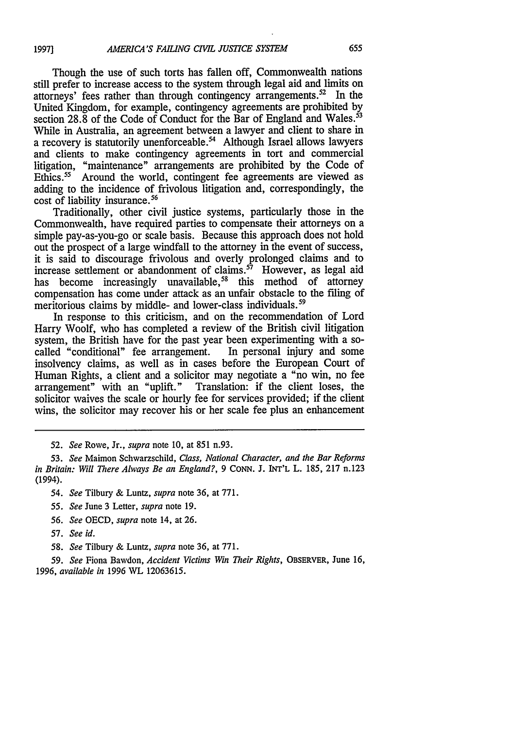Though the use of such torts has fallen off, Commonwealth nations still prefer to increase access to the system through legal aid and limits on attorneys' fees rather than through contingency arrangements.[52] In the United Kingdom, for example, contingency agreements are prohibited by section 28.8 of the Code of Conduct for the Bar of England and Wales.[53] While in Australia, an agreement between a lawyer and client to share in a recovery is statutorily unenforceable.[54] Although Israel allows lawyers and clients to make contingency agreements in tort and commercial litigation, "maintenance" arrangements are prohibited by the Code of Ethics.[55] Around the world, contingent fee agreements are viewed as adding to the incidence of frivolous litigation and, correspondingly, the cost of liability insurance.[56]

Traditionally, other civil justice systems, particularly those in the Commonwealth, have required parties to compensate their attorneys on a simple pay-as-you-go or scale basis. Because this approach does not hold out the prospect of a large windfall to the attorney in the event of success, it is said to discourage frivolous and overly prolonged claims and to increase settlement or abandonment of claims.[57] However, as legal aid has become increasingly unavailable,[58] this method of attorney compensation has come under attack as an unfair obstacle to the filing of meritorious claims by middle- and lower-class individuals.[59]

In response to this criticism, and on the recommendation of Lord Harry Woolf, who has completed a review of the British civil litigation system, the British have for the past year been experimenting with a so-called "conditional" fee arrangement. In personal injury and some insolvency claims, as well as in cases before the European Court of Human Rights, a client and a solicitor may negotiate a "no win, no fee arrangement" with an "uplift." Translation: if the client loses, the solicitor waives the scale or hourly fee for services provided; if the client wins, the solicitor may recover his or her scale fee plus an enhancement

---

52. *See* Rowe, Jr., *supra* note 10, at 851 n.93.

53. *See* Maimon Schwarzschild, *Class, National Character, and the Bar Reforms in Britain: Will There Always Be an England?*, 9 CONN. J. INT'L L. 185, 217 n.123 (1994).

54. *See* Tilbury & Luntz, *supra* note 36, at 771.

55. *See* June 3 Letter, *supra* note 19.

56. *See* OECD, *supra* note 14, at 26.

57. *See id.*

58. *See* Tilbury & Luntz, *supra* note 36, at 771.

59. *See* Fiona Bawdon, *Accident Victims Win Their Rights*, OBSERVER, June 16, 1996, *available in* 1996 WL 12063615.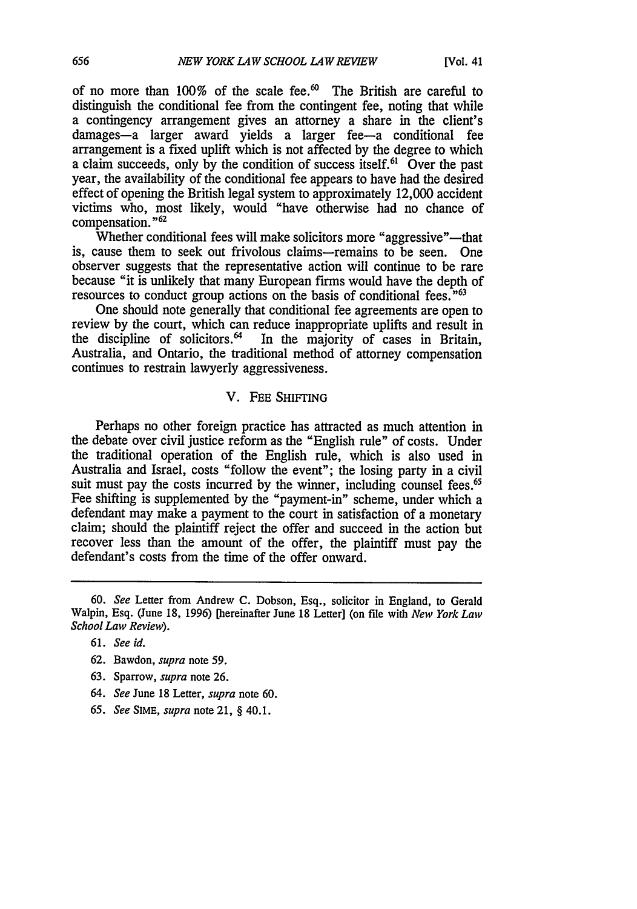of no more than 100% of the scale fee.[60] The British are careful to distinguish the conditional fee from the contingent fee, noting that while a contingency arrangement gives an attorney a share in the client's damages—a larger award yields a larger fee—a conditional fee arrangement is a fixed uplift which is not affected by the degree to which a claim succeeds, only by the condition of success itself.[61] Over the past year, the availability of the conditional fee appears to have had the desired effect of opening the British legal system to approximately 12,000 accident victims who, most likely, would "have otherwise had no chance of compensation."[62]

Whether conditional fees will make solicitors more "aggressive"—that is, cause them to seek out frivolous claims—remains to be seen. One observer suggests that the representative action will continue to be rare because "it is unlikely that many European firms would have the depth of resources to conduct group actions on the basis of conditional fees."[63]

One should note generally that conditional fee agreements are open to review by the court, which can reduce inappropriate uplifts and result in the discipline of solicitors.[64] In the majority of cases in Britain, Australia, and Ontario, the traditional method of attorney compensation continues to restrain lawyerly aggressiveness.

## V. FEE SHIFTING

Perhaps no other foreign practice has attracted as much attention in the debate over civil justice reform as the "English rule" of costs. Under the traditional operation of the English rule, which is also used in Australia and Israel, costs "follow the event"; the losing party in a civil suit must pay the costs incurred by the winner, including counsel fees.[65] Fee shifting is supplemented by the "payment-in" scheme, under which a defendant may make a payment to the court in satisfaction of a monetary claim; should the plaintiff reject the offer and succeed in the action but recover less than the amount of the offer, the plaintiff must pay the defendant's costs from the time of the offer onward.

---

60. *See* Letter from Andrew C. Dobson, Esq., solicitor in England, to Gerald Walpin, Esq. (June 18, 1996) [hereinafter June 18 Letter] (on file with *New York Law School Law Review*).

61. *See id.*

62. Bawdon, *supra* note 59.

63. Sparrow, *supra* note 26.

64. *See* June 18 Letter, *supra* note 60.

65. *See* SIME, *supra* note 21, § 40.1.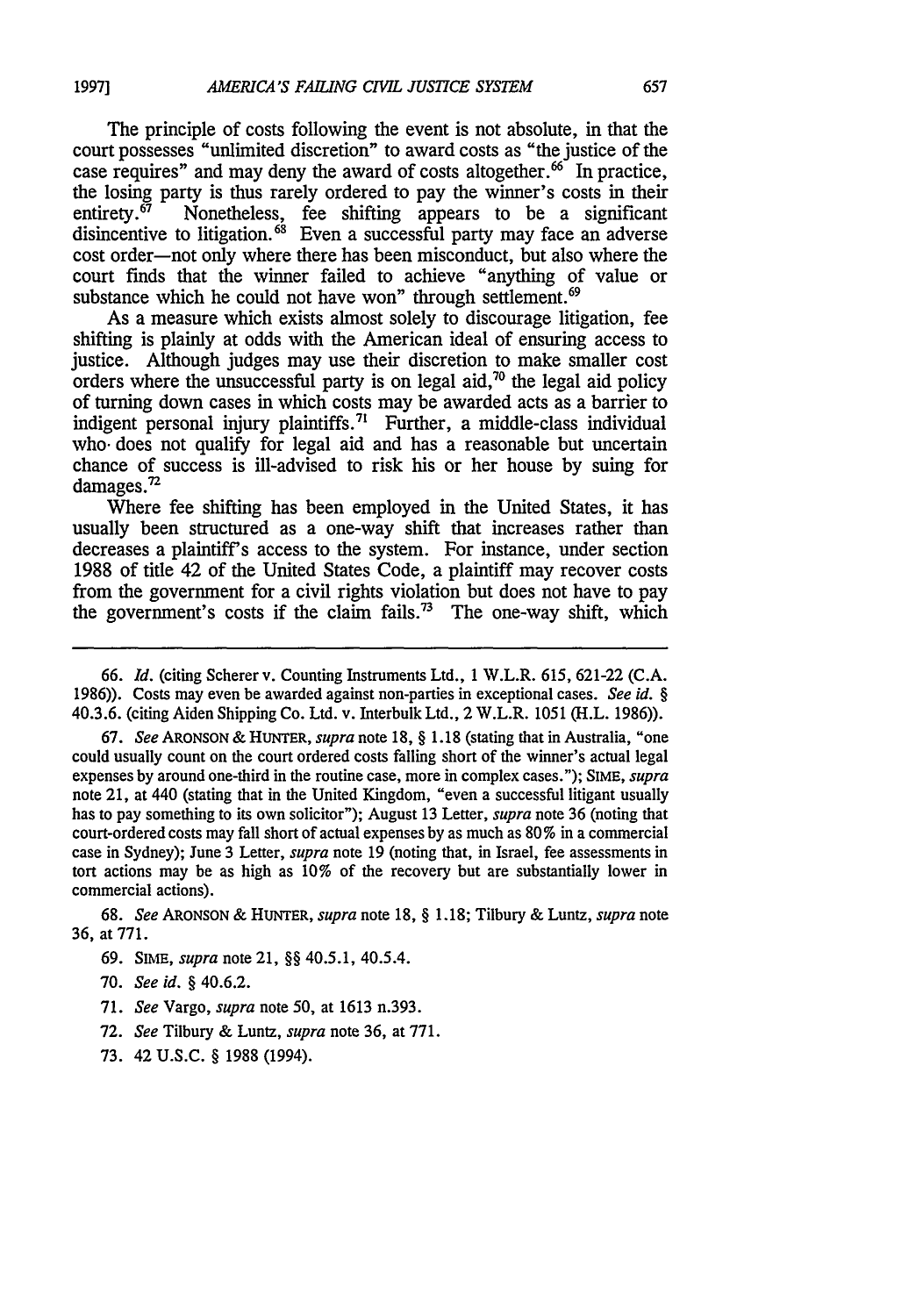The principle of costs following the event is not absolute, in that the court possesses "unlimited discretion" to award costs as "the justice of the case requires" and may deny the award of costs altogether.[66] In practice, the losing party is thus rarely ordered to pay the winner's costs in their entirety.[67] Nonetheless, fee shifting appears to be a significant disincentive to litigation.[68] Even a successful party may face an adverse cost order—not only where there has been misconduct, but also where the court finds that the winner failed to achieve "anything of value or substance which he could not have won" through settlement.[69]

As a measure which exists almost solely to discourage litigation, fee shifting is plainly at odds with the American ideal of ensuring access to justice. Although judges may use their discretion to make smaller cost orders where the unsuccessful party is on legal aid,[70] the legal aid policy of turning down cases in which costs may be awarded acts as a barrier to indigent personal injury plaintiffs.[71] Further, a middle-class individual who does not qualify for legal aid and has a reasonable but uncertain chance of success is ill-advised to risk his or her house by suing for damages.[72]

Where fee shifting has been employed in the United States, it has usually been structured as a one-way shift that increases rather than decreases a plaintiff's access to the system. For instance, under section 1988 of title 42 of the United States Code, a plaintiff may recover costs from the government for a civil rights violation but does not have to pay the government's costs if the claim fails.[73] The one-way shift, which

---

66. *Id.* (citing Scherer v. Counting Instruments Ltd., 1 W.L.R. 615, 621-22 (C.A. 1986)). Costs may even be awarded against non-parties in exceptional cases. *See id.* § 40.3.6. (citing Aiden Shipping Co. Ltd. v. Interbulk Ltd., 2 W.L.R. 1051 (H.L. 1986)).

67. *See* ARONSON & HUNTER, *supra* note 18, § 1.18 (stating that in Australia, "one could usually count on the court ordered costs falling short of the winner's actual legal expenses by around one-third in the routine case, more in complex cases."); SIME, *supra* note 21, at 440 (stating that in the United Kingdom, "even a successful litigant usually has to pay something to its own solicitor"); August 13 Letter, *supra* note 36 (noting that court-ordered costs may fall short of actual expenses by as much as 80% in a commercial case in Sydney); June 3 Letter, *supra* note 19 (noting that, in Israel, fee assessments in tort actions may be as high as 10% of the recovery but are substantially lower in commercial actions).

68. *See* ARONSON & HUNTER, *supra* note 18, § 1.18; Tilbury & Luntz, *supra* note 36, at 771.

69. SIME, *supra* note 21, §§ 40.5.1, 40.5.4.

70. *See id.* § 40.6.2.

71. *See* Vargo, *supra* note 50, at 1613 n.393.

72. *See* Tilbury & Luntz, *supra* note 36, at 771.

73. 42 U.S.C. § 1988 (1994).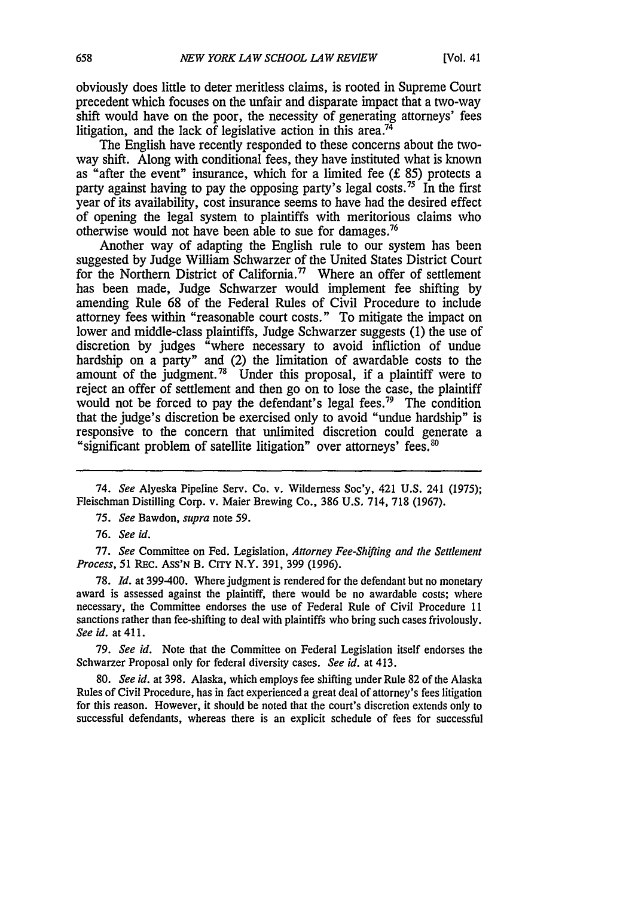obviously does little to deter meritless claims, is rooted in Supreme Court precedent which focuses on the unfair and disparate impact that a two-way shift would have on the poor, the necessity of generating attorneys' fees litigation, and the lack of legislative action in this area.[74]

The English have recently responded to these concerns about the two-way shift. Along with conditional fees, they have instituted what is known as "after the event" insurance, which for a limited fee (£ 85) protects a party against having to pay the opposing party's legal costs.[75] In the first year of its availability, cost insurance seems to have had the desired effect of opening the legal system to plaintiffs with meritorious claims who otherwise would not have been able to sue for damages.[76]

Another way of adapting the English rule to our system has been suggested by Judge William Schwarzer of the United States District Court for the Northern District of California.[77] Where an offer of settlement has been made, Judge Schwarzer would implement fee shifting by amending Rule 68 of the Federal Rules of Civil Procedure to include attorney fees within "reasonable court costs." To mitigate the impact on lower and middle-class plaintiffs, Judge Schwarzer suggests (1) the use of discretion by judges "where necessary to avoid infliction of undue hardship on a party" and (2) the limitation of awardable costs to the amount of the judgment.[78] Under this proposal, if a plaintiff were to reject an offer of settlement and then go on to lose the case, the plaintiff would not be forced to pay the defendant's legal fees.[79] The condition that the judge's discretion be exercised only to avoid "undue hardship" is responsive to the concern that unlimited discretion could generate a "significant problem of satellite litigation" over attorneys' fees.[80]

---

74. *See* Alyeska Pipeline Serv. Co. v. Wilderness Soc'y, 421 U.S. 241 (1975); Fleischman Distilling Corp. v. Maier Brewing Co., 386 U.S. 714, 718 (1967).

75. *See* Bawdon, *supra* note 59.

76. *See id.*

77. *See* Committee on Fed. Legislation, *Attorney Fee-Shifting and the Settlement Process*, 51 REC. ASS'N B. CITY N.Y. 391, 399 (1996).

78. *Id.* at 399-400. Where judgment is rendered for the defendant but no monetary award is assessed against the plaintiff, there would be no awardable costs; where necessary, the Committee endorses the use of Federal Rule of Civil Procedure 11 sanctions rather than fee-shifting to deal with plaintiffs who bring such cases frivolously. *See id.* at 411.

79. *See id.* Note that the Committee on Federal Legislation itself endorses the Schwarzer Proposal only for federal diversity cases. *See id.* at 413.

80. *See id.* at 398. Alaska, which employs fee shifting under Rule 82 of the Alaska Rules of Civil Procedure, has in fact experienced a great deal of attorney's fees litigation for this reason. However, it should be noted that the court's discretion extends only to successful defendants, whereas there is an explicit schedule of fees for successful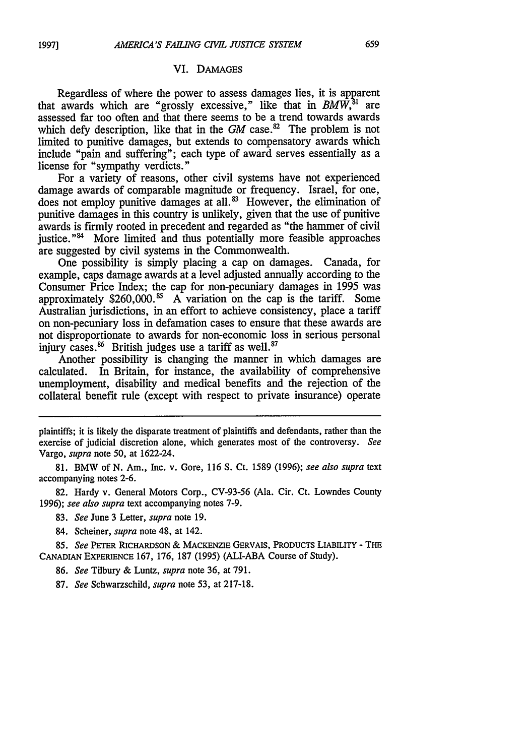## VI. DAMAGES

Regardless of where the power to assess damages lies, it is apparent that awards which are "grossly excessive," like that in *BMW*,[81] are assessed far too often and that there seems to be a trend towards awards which defy description, like that in the *GM* case.[82] The problem is not limited to punitive damages, but extends to compensatory awards which include "pain and suffering"; each type of award serves essentially as a license for "sympathy verdicts."

For a variety of reasons, other civil systems have not experienced damage awards of comparable magnitude or frequency. Israel, for one, does not employ punitive damages at all.[83] However, the elimination of punitive damages in this country is unlikely, given that the use of punitive awards is firmly rooted in precedent and regarded as "the hammer of civil justice."[84] More limited and thus potentially more feasible approaches are suggested by civil systems in the Commonwealth.

One possibility is simply placing a cap on damages. Canada, for example, caps damage awards at a level adjusted annually according to the Consumer Price Index; the cap for non-pecuniary damages in 1995 was approximately $260,000.[85] A variation on the cap is the tariff. Some Australian jurisdictions, in an effort to achieve consistency, place a tariff on non-pecuniary loss in defamation cases to ensure that these awards are not disproportionate to awards for non-economic loss in serious personal injury cases.[86] British judges use a tariff as well.[87]

Another possibility is changing the manner in which damages are calculated. In Britain, for instance, the availability of comprehensive unemployment, disability and medical benefits and the rejection of the collateral benefit rule (except with respect to private insurance) operate

---

plaintiffs; it is likely the disparate treatment of plaintiffs and defendants, rather than the exercise of judicial discretion alone, which generates most of the controversy. *See* Vargo, *supra* note 50, at 1622-24.

81. BMW of N. Am., Inc. v. Gore, 116 S. Ct. 1589 (1996); *see also supra* text accompanying notes 2-6.

82. Hardy v. General Motors Corp., CV-93-56 (Ala. Cir. Ct. Lowndes County 1996); *see also supra* text accompanying notes 7-9.

83. *See* June 3 Letter, *supra* note 19.

84. Scheiner, *supra* note 48, at 142.

85. *See* PETER RICHARDSON & MACKENZIE GERVAIS, PRODUCTS LIABILITY - THE CANADIAN EXPERIENCE 167, 176, 187 (1995) (ALI-ABA Course of Study).

86. *See* Tilbury & Luntz, *supra* note 36, at 791.

87. *See* Schwarzschild, *supra* note 53, at 217-18.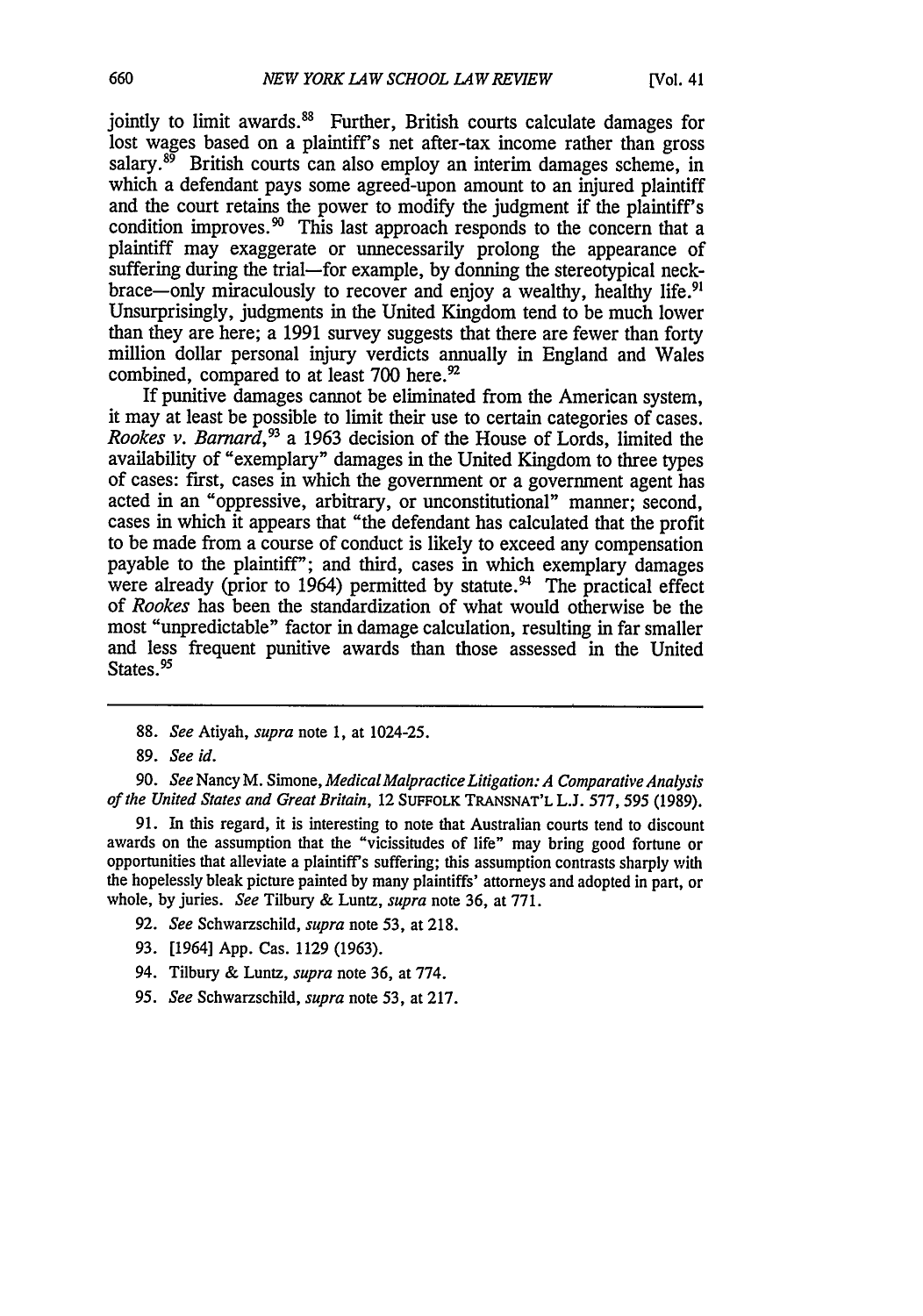jointly to limit awards.[88] Further, British courts calculate damages for lost wages based on a plaintiff's net after-tax income rather than gross salary.[89] British courts can also employ an interim damages scheme, in which a defendant pays some agreed-upon amount to an injured plaintiff and the court retains the power to modify the judgment if the plaintiff's condition improves.[90] This last approach responds to the concern that a plaintiff may exaggerate or unnecessarily prolong the appearance of suffering during the trial—for example, by donning the stereotypical neck-brace—only miraculously to recover and enjoy a wealthy, healthy life.[91] Unsurprisingly, judgments in the United Kingdom tend to be much lower than they are here; a 1991 survey suggests that there are fewer than forty million dollar personal injury verdicts annually in England and Wales combined, compared to at least 700 here.[92]

If punitive damages cannot be eliminated from the American system, it may at least be possible to limit their use to certain categories of cases. *Rookes v. Barnard*,[93] a 1963 decision of the House of Lords, limited the availability of "exemplary" damages in the United Kingdom to three types of cases: first, cases in which the government or a government agent has acted in an "oppressive, arbitrary, or unconstitutional" manner; second, cases in which it appears that "the defendant has calculated that the profit to be made from a course of conduct is likely to exceed any compensation payable to the plaintiff"; and third, cases in which exemplary damages were already (prior to 1964) permitted by statute.[94] The practical effect of *Rookes* has been the standardization of what would otherwise be the most "unpredictable" factor in damage calculation, resulting in far smaller and less frequent punitive awards than those assessed in the United States.[95]

---

88. *See* Atiyah, *supra* note 1, at 1024-25.

89. *See id.*

90. *See* Nancy M. Simone, *Medical Malpractice Litigation: A Comparative Analysis of the United States and Great Britain*, 12 SUFFOLK TRANSNAT'L L.J. 577, 595 (1989).

91. In this regard, it is interesting to note that Australian courts tend to discount awards on the assumption that the "vicissitudes of life" may bring good fortune or opportunities that alleviate a plaintiff's suffering; this assumption contrasts sharply with the hopelessly bleak picture painted by many plaintiffs' attorneys and adopted in part, or whole, by juries. *See* Tilbury & Luntz, *supra* note 36, at 771.

92. *See* Schwarzschild, *supra* note 53, at 218.

93. [1964] App. Cas. 1129 (1963).

94. Tilbury & Luntz, *supra* note 36, at 774.

95. *See* Schwarzschild, *supra* note 53, at 217.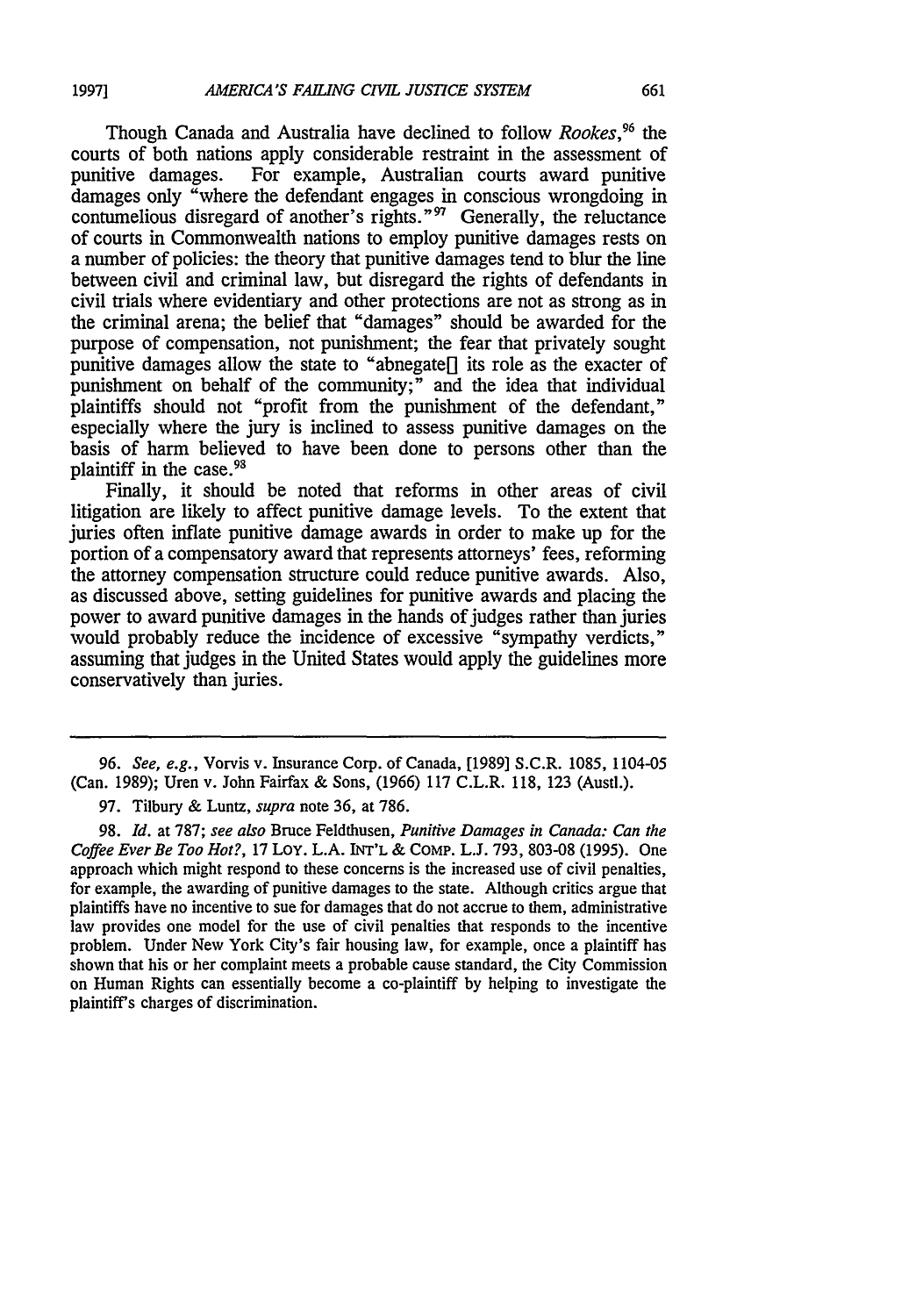Though Canada and Australia have declined to follow *Rookes*,[96] the courts of both nations apply considerable restraint in the assessment of punitive damages. For example, Australian courts award punitive damages only "where the defendant engages in conscious wrongdoing in contumelious disregard of another's rights."[97] Generally, the reluctance of courts in Commonwealth nations to employ punitive damages rests on a number of policies: the theory that punitive damages tend to blur the line between civil and criminal law, but disregard the rights of defendants in civil trials where evidentiary and other protections are not as strong as in the criminal arena; the belief that "damages" should be awarded for the purpose of compensation, not punishment; the fear that privately sought punitive damages allow the state to "abnegate[] its role as the exacter of punishment on behalf of the community;" and the idea that individual plaintiffs should not "profit from the punishment of the defendant," especially where the jury is inclined to assess punitive damages on the basis of harm believed to have been done to persons other than the plaintiff in the case.[98]

Finally, it should be noted that reforms in other areas of civil litigation are likely to affect punitive damage levels. To the extent that juries often inflate punitive damage awards in order to make up for the portion of a compensatory award that represents attorneys' fees, reforming the attorney compensation structure could reduce punitive awards. Also, as discussed above, setting guidelines for punitive awards and placing the power to award punitive damages in the hands of judges rather than juries would probably reduce the incidence of excessive "sympathy verdicts," assuming that judges in the United States would apply the guidelines more conservatively than juries.

---

96. *See, e.g.*, Vorvis v. Insurance Corp. of Canada, [1989] S.C.R. 1085, 1104-05 (Can. 1989); Uren v. John Fairfax & Sons, (1966) 117 C.L.R. 118, 123 (Austl.).

97. Tilbury & Luntz, *supra* note 36, at 786.

98. *Id.* at 787; *see also* Bruce Feldthusen, *Punitive Damages in Canada: Can the Coffee Ever Be Too Hot?*, 17 LOY. L.A. INT'L & COMP. L.J. 793, 803-08 (1995). One approach which might respond to these concerns is the increased use of civil penalties, for example, the awarding of punitive damages to the state. Although critics argue that plaintiffs have no incentive to sue for damages that do not accrue to them, administrative law provides one model for the use of civil penalties that responds to the incentive problem. Under New York City's fair housing law, for example, once a plaintiff has shown that his or her complaint meets a probable cause standard, the City Commission on Human Rights can essentially become a co-plaintiff by helping to investigate the plaintiff's charges of discrimination.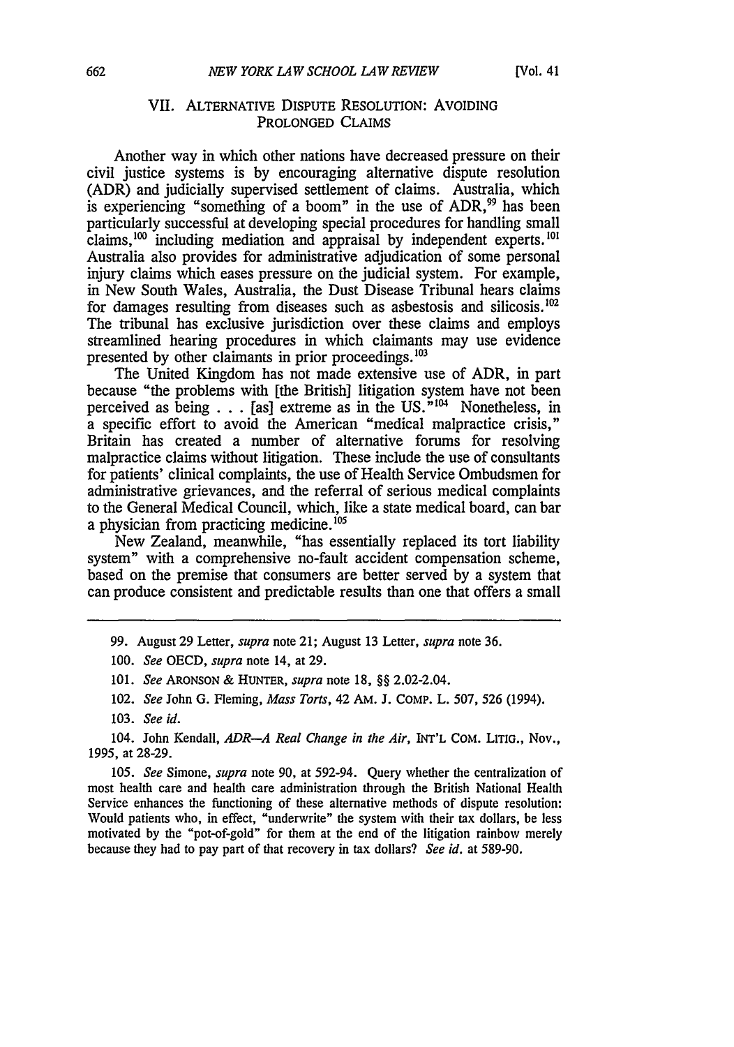## VII. ALTERNATIVE DISPUTE RESOLUTION: AVOIDING PROLONGED CLAIMS

Another way in which other nations have decreased pressure on their civil justice systems is by encouraging alternative dispute resolution (ADR) and judicially supervised settlement of claims. Australia, which is experiencing "something of a boom" in the use of ADR,[99] has been particularly successful at developing special procedures for handling small claims,[100] including mediation and appraisal by independent experts.[101] Australia also provides for administrative adjudication of some personal injury claims which eases pressure on the judicial system. For example, in New South Wales, Australia, the Dust Disease Tribunal hears claims for damages resulting from diseases such as asbestosis and silicosis.[102] The tribunal has exclusive jurisdiction over these claims and employs streamlined hearing procedures in which claimants may use evidence presented by other claimants in prior proceedings.[103]

The United Kingdom has not made extensive use of ADR, in part because "the problems with [the British] litigation system have not been perceived as being . . . [as] extreme as in the US."[104] Nonetheless, in a specific effort to avoid the American "medical malpractice crisis," Britain has created a number of alternative forums for resolving malpractice claims without litigation. These include the use of consultants for patients' clinical complaints, the use of Health Service Ombudsmen for administrative grievances, and the referral of serious medical complaints to the General Medical Council, which, like a state medical board, can bar a physician from practicing medicine.[105]

New Zealand, meanwhile, "has essentially replaced its tort liability system" with a comprehensive no-fault accident compensation scheme, based on the premise that consumers are better served by a system that can produce consistent and predictable results than one that offers a small

---

99. August 29 Letter, *supra* note 21; August 13 Letter, *supra* note 36.

100. *See* OECD, *supra* note 14, at 29.

101. *See* ARONSON & HUNTER, *supra* note 18, §§ 2.02-2.04.

102. *See* John G. Fleming, *Mass Torts*, 42 AM. J. COMP. L. 507, 526 (1994).

103. *See id.*

104. John Kendall, *ADR—A Real Change in the Air*, INT'L COM. LITIG., Nov., 1995, at 28-29.

105. *See* Simone, *supra* note 90, at 592-94. Query whether the centralization of most health care and health care administration through the British National Health Service enhances the functioning of these alternative methods of dispute resolution: Would patients who, in effect, "underwrite" the system with their tax dollars, be less motivated by the "pot-of-gold" for them at the end of the litigation rainbow merely because they had to pay part of that recovery in tax dollars? *See id.* at 589-90.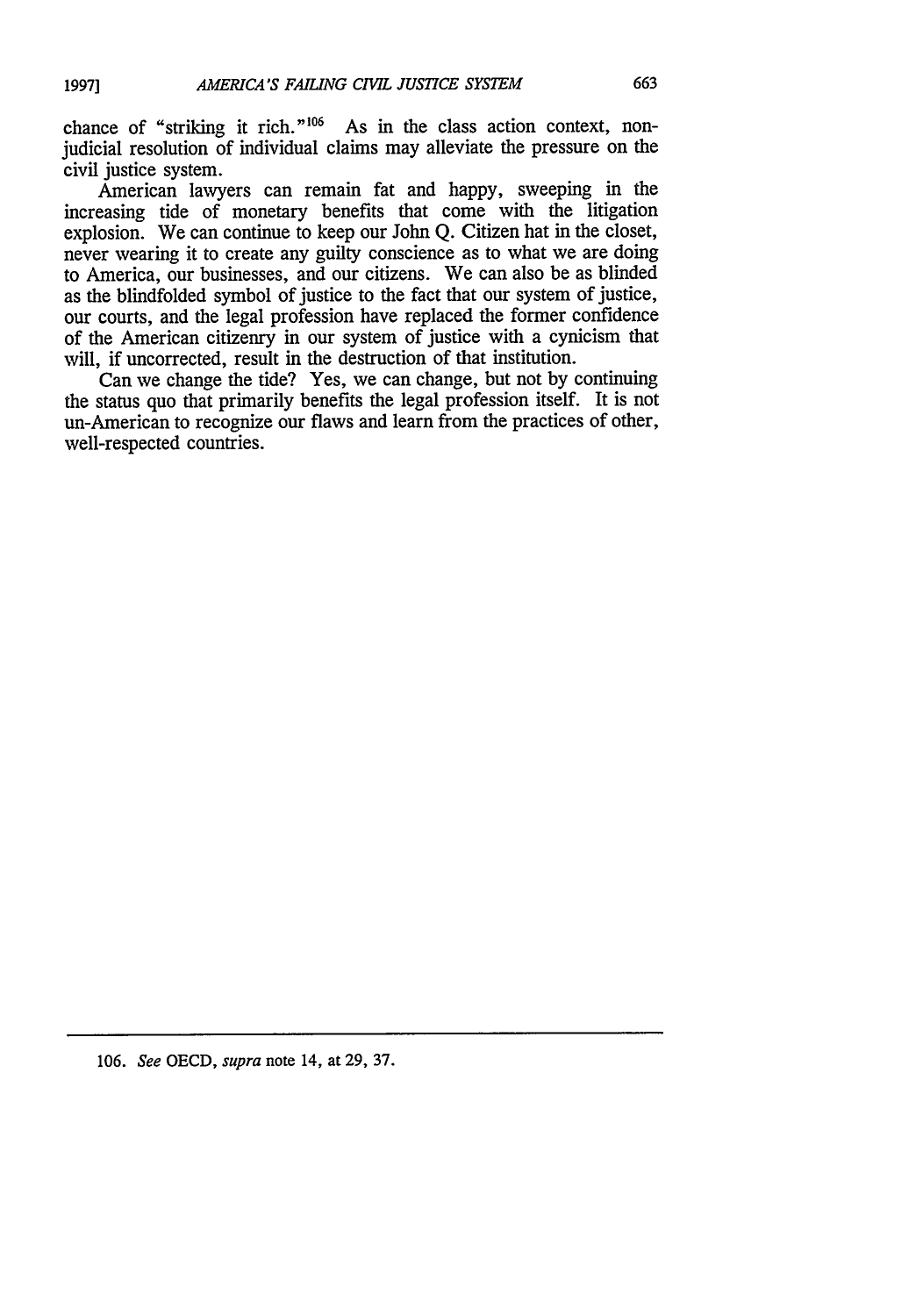chance of "striking it rich."[106] As in the class action context, non-judicial resolution of individual claims may alleviate the pressure on the civil justice system.

American lawyers can remain fat and happy, sweeping in the increasing tide of monetary benefits that come with the litigation explosion. We can continue to keep our John Q. Citizen hat in the closet, never wearing it to create any guilty conscience as to what we are doing to America, our businesses, and our citizens. We can also be as blinded as the blindfolded symbol of justice to the fact that our system of justice, our courts, and the legal profession have replaced the former confidence of the American citizenry in our system of justice with a cynicism that will, if uncorrected, result in the destruction of that institution.

Can we change the tide? Yes, we can change, but not by continuing the status quo that primarily benefits the legal profession itself. It is not un-American to recognize our flaws and learn from the practices of other, well-respected countries.

---

106. *See* OECD, *supra* note 14, at 29, 37.